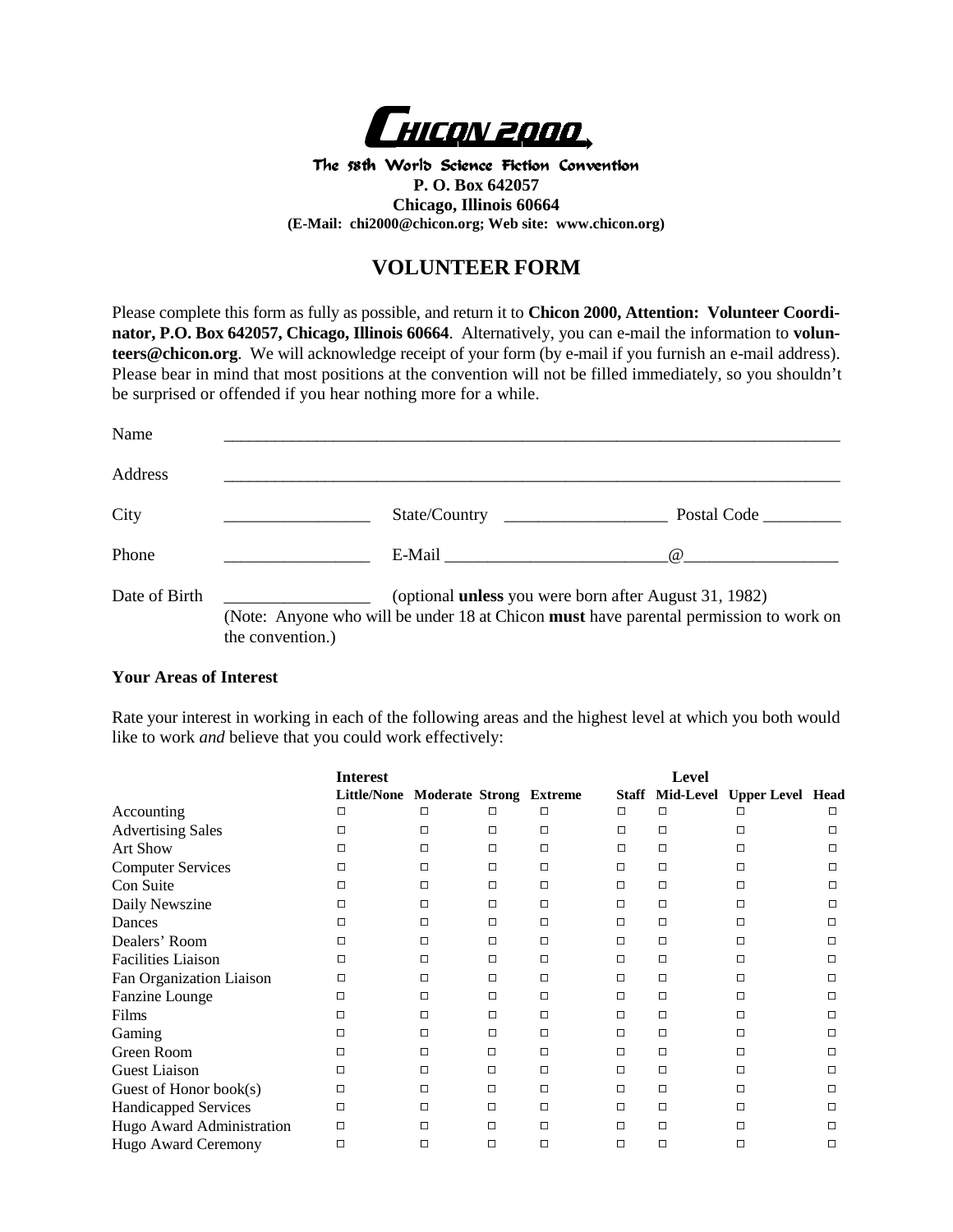# CHICON 2000

The 58th World Science Fiction Convention
**P. O. Box 642057**
**Chicago, Illinois 60664**
**(E-Mail: chi2000@chicon.org; Web site: www.chicon.org)**

## VOLUNTEER FORM

Please complete this form as fully as possible, and return it to **Chicon 2000, Attention: Volunteer Coordinator, P.O. Box 642057, Chicago, Illinois 60664**. Alternatively, you can e-mail the information to **volunteers@chicon.org**. We will acknowledge receipt of your form (by e-mail if you furnish an e-mail address). Please bear in mind that most positions at the convention will not be filled immediately, so you shouldn't be surprised or offended if you hear nothing more for a while.

Name ___________________________________________________________________________

Address _________________________________________________________________________

City _________________ State/Country ___________________ Postal Code _________

Phone _________________ E-Mail __________________________@__________________

Date of Birth _________________ (optional **unless** you were born after August 31, 1982)
(Note: Anyone who will be under 18 at Chicon **must** have parental permission to work on the convention.)

**Your Areas of Interest**

Rate your interest in working in each of the following areas and the highest level at which you both would like to work *and* believe that you could work effectively:

| | Interest | | | | Level | | | |
|---|---|---|---|---|---|---|---|---|
| | Little/None | Moderate | Strong | Extreme | Staff | Mid-Level | Upper Level | Head |
| Accounting | □ | □ | □ | □ | □ | □ | □ | □ |
| Advertising Sales | □ | □ | □ | □ | □ | □ | □ | □ |
| Art Show | □ | □ | □ | □ | □ | □ | □ | □ |
| Computer Services | □ | □ | □ | □ | □ | □ | □ | □ |
| Con Suite | □ | □ | □ | □ | □ | □ | □ | □ |
| Daily Newszine | □ | □ | □ | □ | □ | □ | □ | □ |
| Dances | □ | □ | □ | □ | □ | □ | □ | □ |
| Dealers' Room | □ | □ | □ | □ | □ | □ | □ | □ |
| Facilities Liaison | □ | □ | □ | □ | □ | □ | □ | □ |
| Fan Organization Liaison | □ | □ | □ | □ | □ | □ | □ | □ |
| Fanzine Lounge | □ | □ | □ | □ | □ | □ | □ | □ |
| Films | □ | □ | □ | □ | □ | □ | □ | □ |
| Gaming | □ | □ | □ | □ | □ | □ | □ | □ |
| Green Room | □ | □ | □ | □ | □ | □ | □ | □ |
| Guest Liaison | □ | □ | □ | □ | □ | □ | □ | □ |
| Guest of Honor book(s) | □ | □ | □ | □ | □ | □ | □ | □ |
| Handicapped Services | □ | □ | □ | □ | □ | □ | □ | □ |
| Hugo Award Administration | □ | □ | □ | □ | □ | □ | □ | □ |
| Hugo Award Ceremony | □ | □ | □ | □ | □ | □ | □ | □ |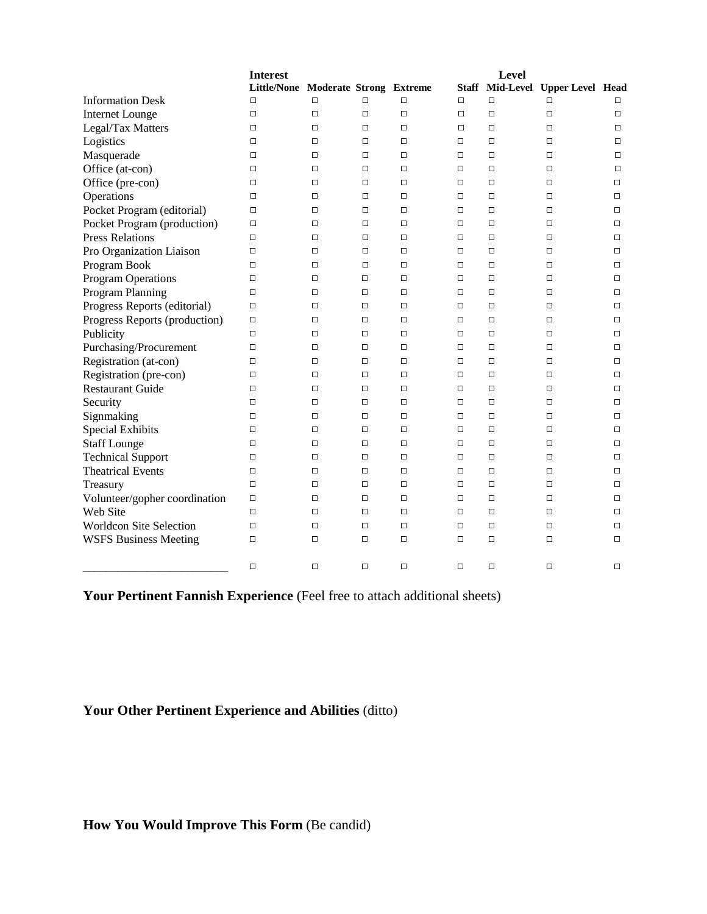| | Interest | | | | Level | | | |
|---|---|---|---|---|---|---|---|---|
| | Little/None | Moderate | Strong | Extreme | Staff | Mid-Level | Upper Level | Head |
| Information Desk | □ | □ | □ | □ | □ | □ | □ | □ |
| Internet Lounge | □ | □ | □ | □ | □ | □ | □ | □ |
| Legal/Tax Matters | □ | □ | □ | □ | □ | □ | □ | □ |
| Logistics | □ | □ | □ | □ | □ | □ | □ | □ |
| Masquerade | □ | □ | □ | □ | □ | □ | □ | □ |
| Office (at-con) | □ | □ | □ | □ | □ | □ | □ | □ |
| Office (pre-con) | □ | □ | □ | □ | □ | □ | □ | □ |
| Operations | □ | □ | □ | □ | □ | □ | □ | □ |
| Pocket Program (editorial) | □ | □ | □ | □ | □ | □ | □ | □ |
| Pocket Program (production) | □ | □ | □ | □ | □ | □ | □ | □ |
| Press Relations | □ | □ | □ | □ | □ | □ | □ | □ |
| Pro Organization Liaison | □ | □ | □ | □ | □ | □ | □ | □ |
| Program Book | □ | □ | □ | □ | □ | □ | □ | □ |
| Program Operations | □ | □ | □ | □ | □ | □ | □ | □ |
| Program Planning | □ | □ | □ | □ | □ | □ | □ | □ |
| Progress Reports (editorial) | □ | □ | □ | □ | □ | □ | □ | □ |
| Progress Reports (production) | □ | □ | □ | □ | □ | □ | □ | □ |
| Publicity | □ | □ | □ | □ | □ | □ | □ | □ |
| Purchasing/Procurement | □ | □ | □ | □ | □ | □ | □ | □ |
| Registration (at-con) | □ | □ | □ | □ | □ | □ | □ | □ |
| Registration (pre-con) | □ | □ | □ | □ | □ | □ | □ | □ |
| Restaurant Guide | □ | □ | □ | □ | □ | □ | □ | □ |
| Security | □ | □ | □ | □ | □ | □ | □ | □ |
| Signmaking | □ | □ | □ | □ | □ | □ | □ | □ |
| Special Exhibits | □ | □ | □ | □ | □ | □ | □ | □ |
| Staff Lounge | □ | □ | □ | □ | □ | □ | □ | □ |
| Technical Support | □ | □ | □ | □ | □ | □ | □ | □ |
| Theatrical Events | □ | □ | □ | □ | □ | □ | □ | □ |
| Treasury | □ | □ | □ | □ | □ | □ | □ | □ |
| Volunteer/gopher coordination | □ | □ | □ | □ | □ | □ | □ | □ |
| Web Site | □ | □ | □ | □ | □ | □ | □ | □ |
| Worldcon Site Selection | □ | □ | □ | □ | □ | □ | □ | □ |
| WSFS Business Meeting | □ | □ | □ | □ | □ | □ | □ | □ |
| ________________________ | □ | □ | □ | □ | □ | □ | □ | □ |

**Your Pertinent Fannish Experience** (Feel free to attach additional sheets)

**Your Other Pertinent Experience and Abilities** (ditto)

**How You Would Improve This Form** (Be candid)